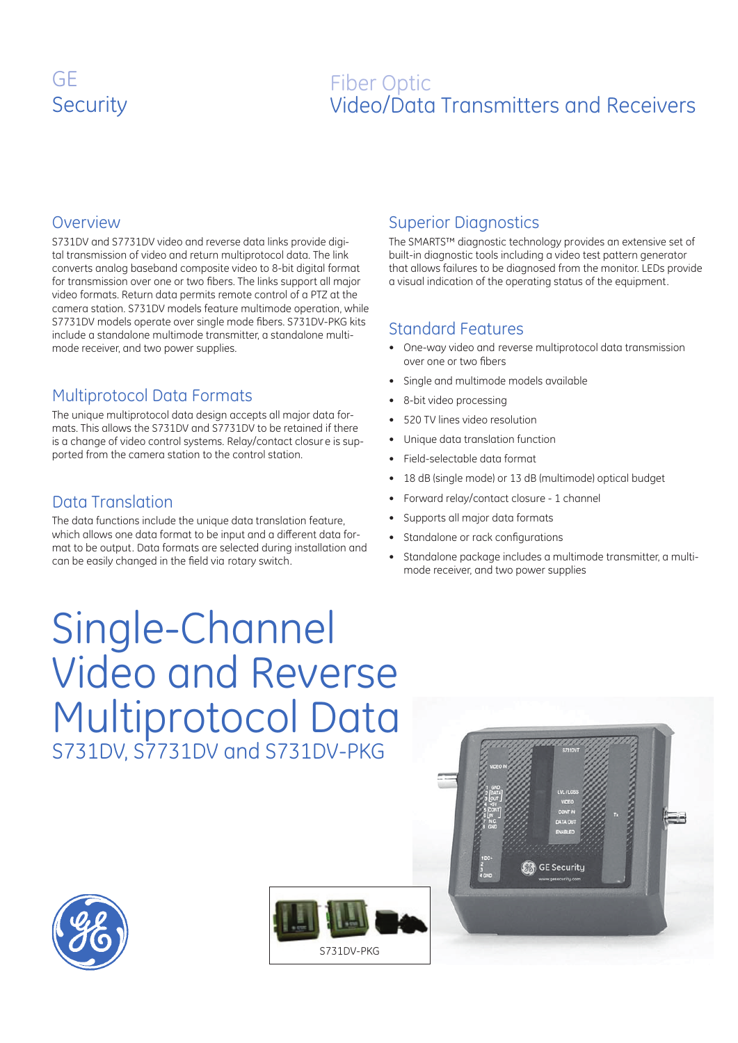GE
Security

# Fiber Optic
Video/Data Transmitters and Receivers

## Overview

S731DV and S7731DV video and reverse data links provide digital transmission of video and return multiprotocol data. The link converts analog baseband composite video to 8-bit digital format for transmission over one or two fibers. The links support all major video formats. Return data permits remote control of a PTZ at the camera station. S731DV models feature multimode operation, while S7731DV models operate over single mode fibers. S731DV-PKG kits include a standalone multimode transmitter, a standalone multimode receiver, and two power supplies.

## Multiprotocol Data Formats

The unique multiprotocol data design accepts all major data formats. This allows the S731DV and S7731DV to be retained if there is a change of video control systems. Relay/contact closure is supported from the camera station to the control station.

## Data Translation

The data functions include the unique data translation feature, which allows one data format to be input and a different data format to be output. Data formats are selected during installation and can be easily changed in the field via rotary switch.

## Superior Diagnostics

The SMARTS™ diagnostic technology provides an extensive set of built-in diagnostic tools including a video test pattern generator that allows failures to be diagnosed from the monitor. LEDs provide a visual indication of the operating status of the equipment.

## Standard Features

- One-way video and reverse multiprotocol data transmission over one or two fibers
- Single and multimode models available
- 8-bit video processing
- 520 TV lines video resolution
- Unique data translation function
- Field-selectable data format
- 18 dB (single mode) or 13 dB (multimode) optical budget
- Forward relay/contact closure - 1 channel
- Supports all major data formats
- Standalone or rack configurations
- Standalone package includes a multimode transmitter, a multimode receiver, and two power supplies

# Single-Channel Video and Reverse Multiprotocol Data

S731DV, S7731DV and S731DV-PKG

S731DV-PKG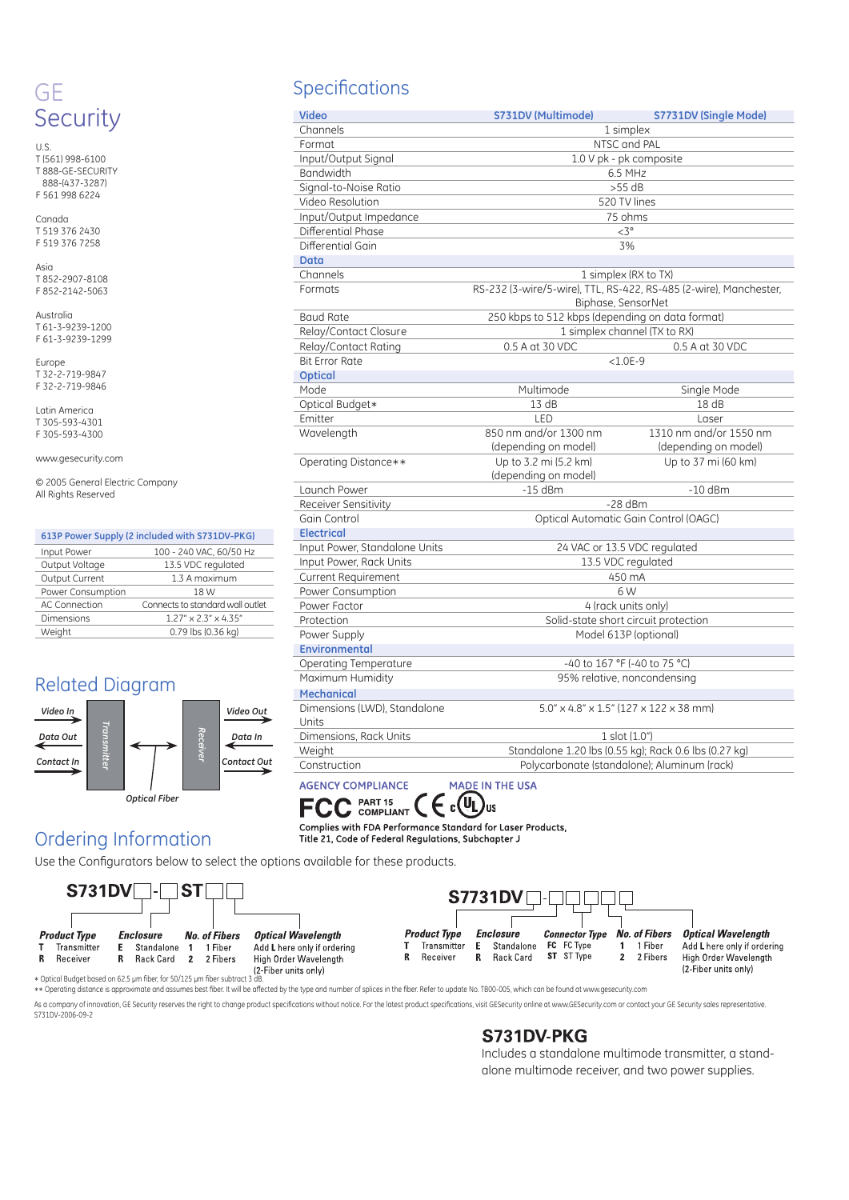# GE Security

U.S.
T (561) 998-6100
T 888-GE-SECURITY
888-(437-3287)
F 561 998 6224

Canada
T 519 376 2430
F 519 376 7258

Asia
T 852-2907-8108
F 852-2142-5063

Australia
T 61-3-9239-1200
F 61-3-9239-1299

Europe
T 32-2-719-9847
F 32-2-719-9846

Latin America
T 305-593-4301
F 305-593-4300

www.gesecurity.com

© 2005 General Electric Company
All Rights Reserved

| 613P Power Supply (2 included with S731DV-PKG) | |
|---|---|
| Input Power | 100 - 240 VAC, 60/50 Hz |
| Output Voltage | 13.5 VDC regulated |
| Output Current | 1.3 A maximum |
| Power Consumption | 18 W |
| AC Connection | Connects to standard wall outlet |
| Dimensions | 1.27" x 2.3" x 4.35" |
| Weight | 0.79 lbs (0.36 kg) |

## Related Diagram

Video In
Data Out
Contact In
Transmitter
Optical Fiber
Receiver
Video Out
Data In
Contact Out

## Specifications

| Video | S731DV (Multimode) | S7731DV (Single Mode) |
|---|---|---|
| Channels | 1 simplex | |
| Format | NTSC and PAL | |
| Input/Output Signal | 1.0 V pk - pk composite | |
| Bandwidth | 6.5 MHz | |
| Signal-to-Noise Ratio | >55 dB | |
| Video Resolution | 520 TV lines | |
| Input/Output Impedance | 75 ohms | |
| Differential Phase | <3° | |
| Differential Gain | 3% | |
| **Data** | | |
| Channels | 1 simplex (RX to TX) | |
| Formats | RS-232 (3-wire/5-wire), TTL, RS-422, RS-485 (2-wire), Manchester, Biphase, SensorNet | |
| Baud Rate | 250 kbps to 512 kbps (depending on data format) | |
| Relay/Contact Closure | 1 simplex channel (TX to RX) | |
| Relay/Contact Rating | 0.5 A at 30 VDC | 0.5 A at 30 VDC |
| Bit Error Rate | <1.0E-9 | |
| **Optical** | | |
| Mode | Multimode | Single Mode |
| Optical Budget* | 13 dB | 18 dB |
| Emitter | LED | Laser |
| Wavelength | 850 nm and/or 1300 nm (depending on model) | 1310 nm and/or 1550 nm (depending on model) |
| Operating Distance** | Up to 3.2 mi (5.2 km) (depending on model) | Up to 37 mi (60 km) |
| Launch Power | -15 dBm | -10 dBm |
| Receiver Sensitivity | -28 dBm | |
| Gain Control | Optical Automatic Gain Control (OAGC) | |
| **Electrical** | | |
| Input Power, Standalone Units | 24 VAC or 13.5 VDC regulated | |
| Input Power, Rack Units | 13.5 VDC regulated | |
| Current Requirement | 450 mA | |
| Power Consumption | 6 W | |
| Power Factor | 4 (rack units only) | |
| Protection | Solid-state short circuit protection | |
| Power Supply | Model 613P (optional) | |
| **Environmental** | | |
| Operating Temperature | -40 to 167 °F (-40 to 75 °C) | |
| Maximum Humidity | 95% relative, noncondensing | |
| **Mechanical** | | |
| Dimensions (LWD), Standalone Units | 5.0" x 4.8" x 1.5" (127 x 122 x 38 mm) | |
| Dimensions, Rack Units | 1 slot (1.0") | |
| Weight | Standalone 1.20 lbs (0.55 kg); Rack 0.6 lbs (0.27 kg) | |
| Construction | Polycarbonate (standalone); Aluminum (rack) | |

AGENCY COMPLIANCE

MADE IN THE USA

FCC PART 15 COMPLIANT CE c UL US

**Complies with FDA Performance Standard for Laser Products, Title 21, Code of Federal Regulations, Subchapter J**

## Ordering Information

Use the Configurators below to select the options available for these products.

**S731DV☐-☐ST☐☐**

| *Product Type* | *Enclosure* | *No. of Fibers* | *Optical Wavelength* |
|---|---|---|---|
| T Transmitter | E Standalone | 1 1 Fiber | Add L here only if ordering |
| R Receiver | R Rack Card | 2 2 Fibers | High Order Wavelength (2-Fiber units only) |

**S7731DV☐-☐☐☐☐**

| *Product Type* | *Enclosure* | *Connector Type* | *No. of Fibers* | *Optical Wavelength* |
|---|---|---|---|---|
| T Transmitter | E Standalone | FC FC Type | 1 1 Fiber | Add L here only if ordering |
| R Receiver | R Rack Card | ST ST Type | 2 2 Fibers | High Order Wavelength (2-Fiber units only) |

* Optical Budget based on 62.5 µm fiber, for 50/125 µm fiber subtract 3 dB.
** Operating distance is approximate and assumes best fiber. It will be affected by the type and number of splices in the fiber. Refer to update No. TB00-005, which can be found at www.gesecurity.com

As a company of innovation, GE Security reserves the right to change product specifications without notice. For the latest product specifications, visit GESecurity online at www.GESecurity.com or contact your GE Security sales representative.
S731DV-2006-09-2

## S731DV-PKG

Includes a standalone multimode transmitter, a standalone multimode receiver, and two power supplies.